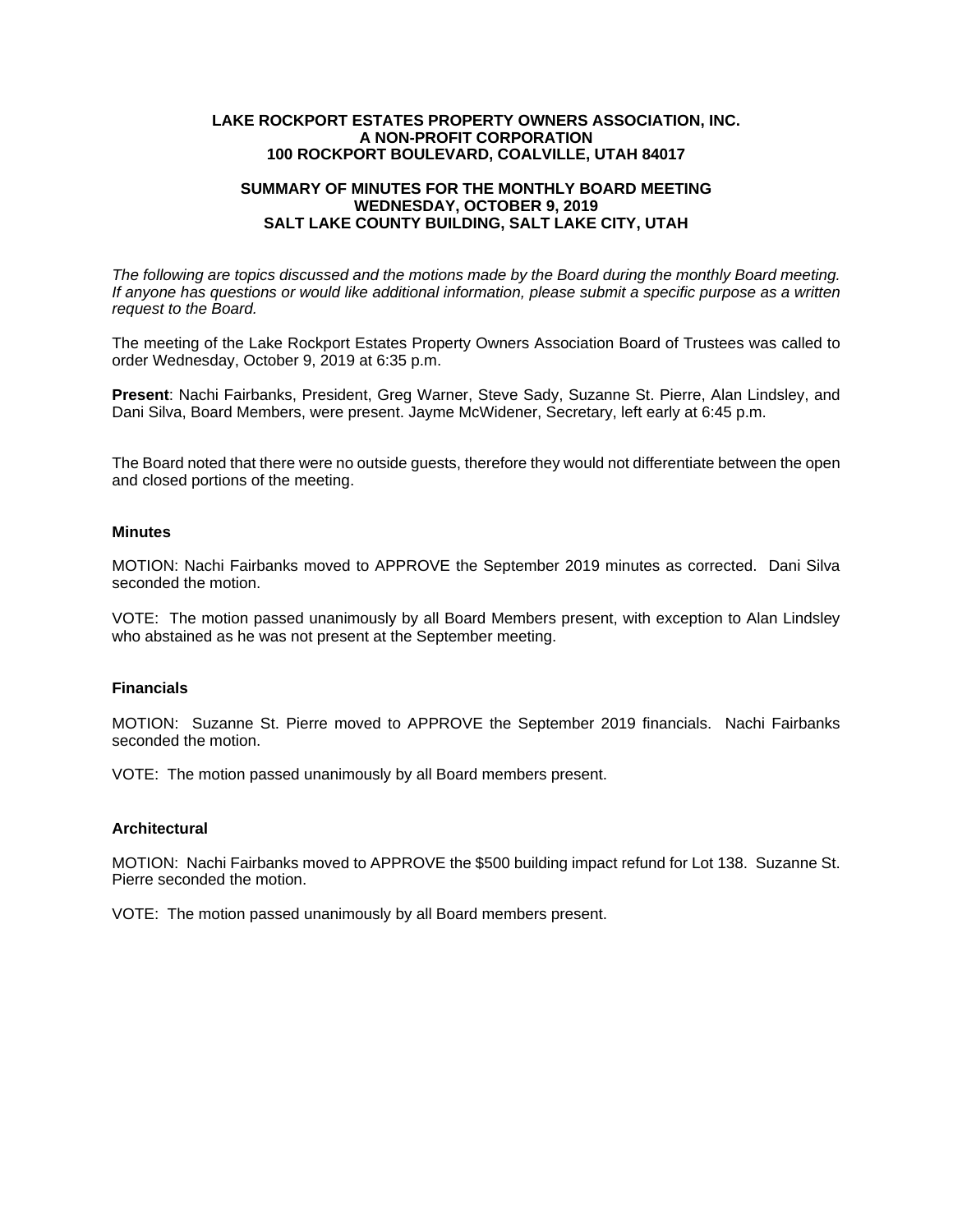**LAKE ROCKPORT ESTATES PROPERTY OWNERS ASSOCIATION, INC.**
**A NON-PROFIT CORPORATION**
**100 ROCKPORT BOULEVARD, COALVILLE, UTAH 84017**

**SUMMARY OF MINUTES FOR THE MONTHLY BOARD MEETING**
**WEDNESDAY, OCTOBER 9, 2019**
**SALT LAKE COUNTY BUILDING, SALT LAKE CITY, UTAH**

*The following are topics discussed and the motions made by the Board during the monthly Board meeting. If anyone has questions or would like additional information, please submit a specific purpose as a written request to the Board.*

The meeting of the Lake Rockport Estates Property Owners Association Board of Trustees was called to order Wednesday, October 9, 2019 at 6:35 p.m.

**Present**: Nachi Fairbanks, President, Greg Warner, Steve Sady, Suzanne St. Pierre, Alan Lindsley, and Dani Silva, Board Members, were present. Jayme McWidener, Secretary, left early at 6:45 p.m.

The Board noted that there were no outside guests, therefore they would not differentiate between the open and closed portions of the meeting.

### Minutes

MOTION: Nachi Fairbanks moved to APPROVE the September 2019 minutes as corrected. Dani Silva seconded the motion.

VOTE: The motion passed unanimously by all Board Members present, with exception to Alan Lindsley who abstained as he was not present at the September meeting.

### Financials

MOTION: Suzanne St. Pierre moved to APPROVE the September 2019 financials. Nachi Fairbanks seconded the motion.

VOTE: The motion passed unanimously by all Board members present.

### Architectural

MOTION: Nachi Fairbanks moved to APPROVE the $500 building impact refund for Lot 138. Suzanne St. Pierre seconded the motion.

VOTE: The motion passed unanimously by all Board members present.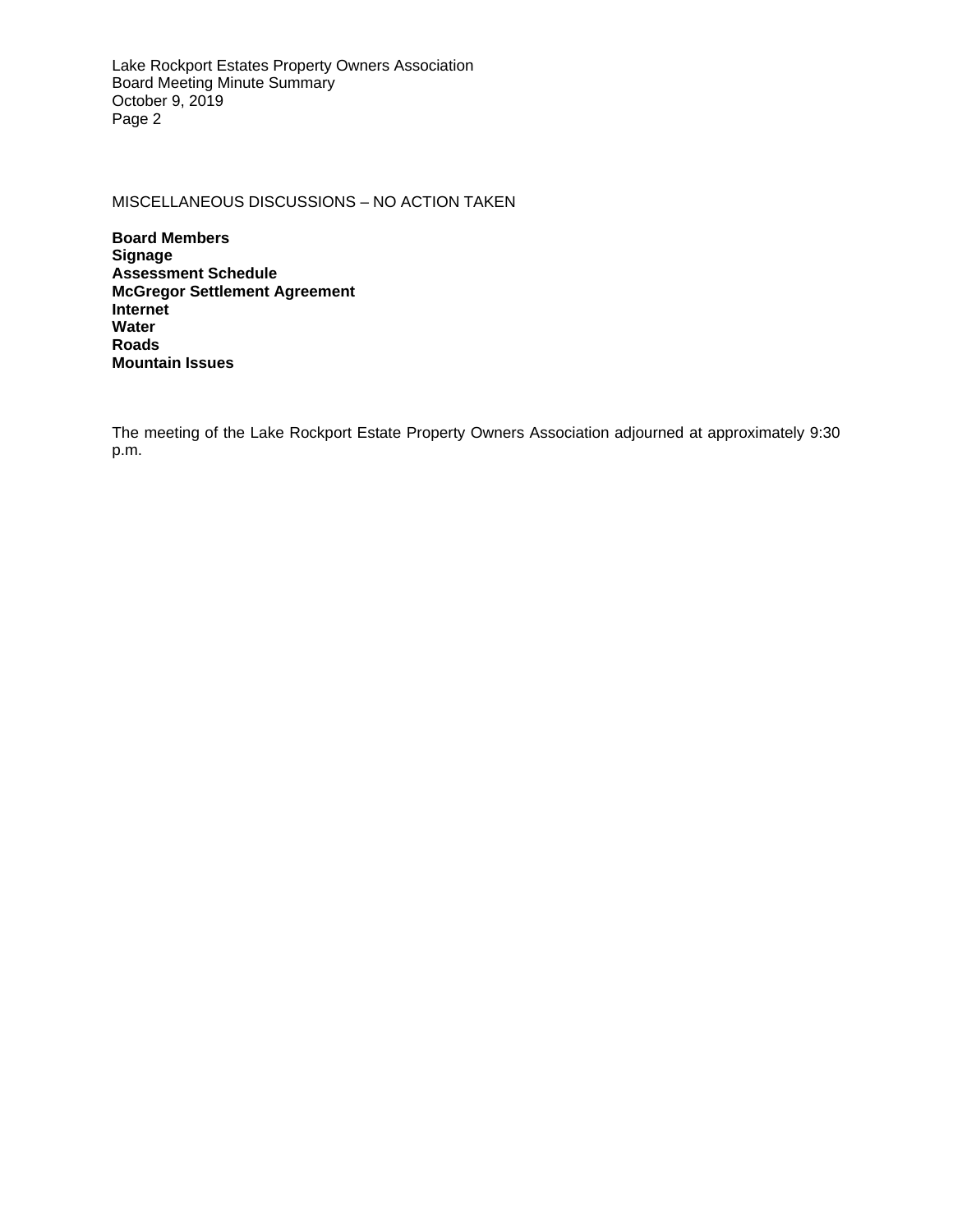MISCELLANEOUS DISCUSSIONS – NO ACTION TAKEN

**Board Members**
**Signage**
**Assessment Schedule**
**McGregor Settlement Agreement**
**Internet**
**Water**
**Roads**
**Mountain Issues**

The meeting of the Lake Rockport Estate Property Owners Association adjourned at approximately 9:30 p.m.